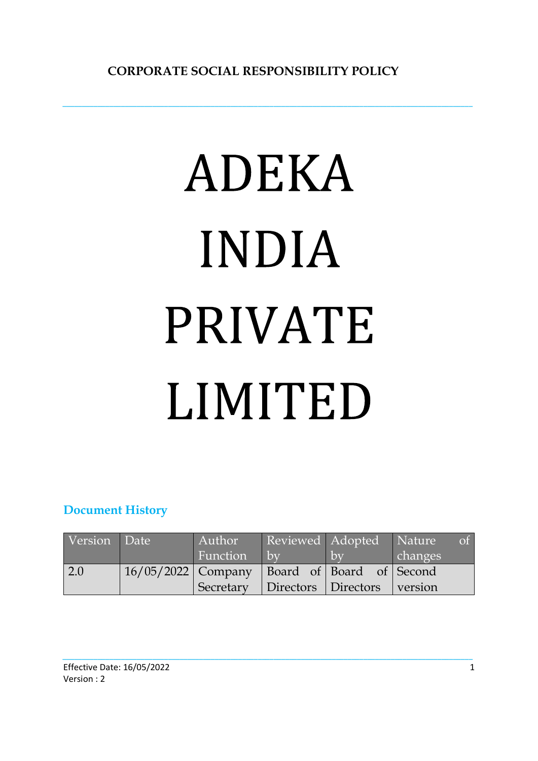**CORPORATE SOCIAL RESPONSIBILITY POLICY**

# ADEKA INDIA PRIVATE LIMITED

## Document History

| Version | Date | Author Function | Reviewed by | Adopted by | Nature of changes |
|---|---|---|---|---|---|
| 2.0 | 16/05/2022 | Company Secretary | Board of Directors | Board of Directors | Second version |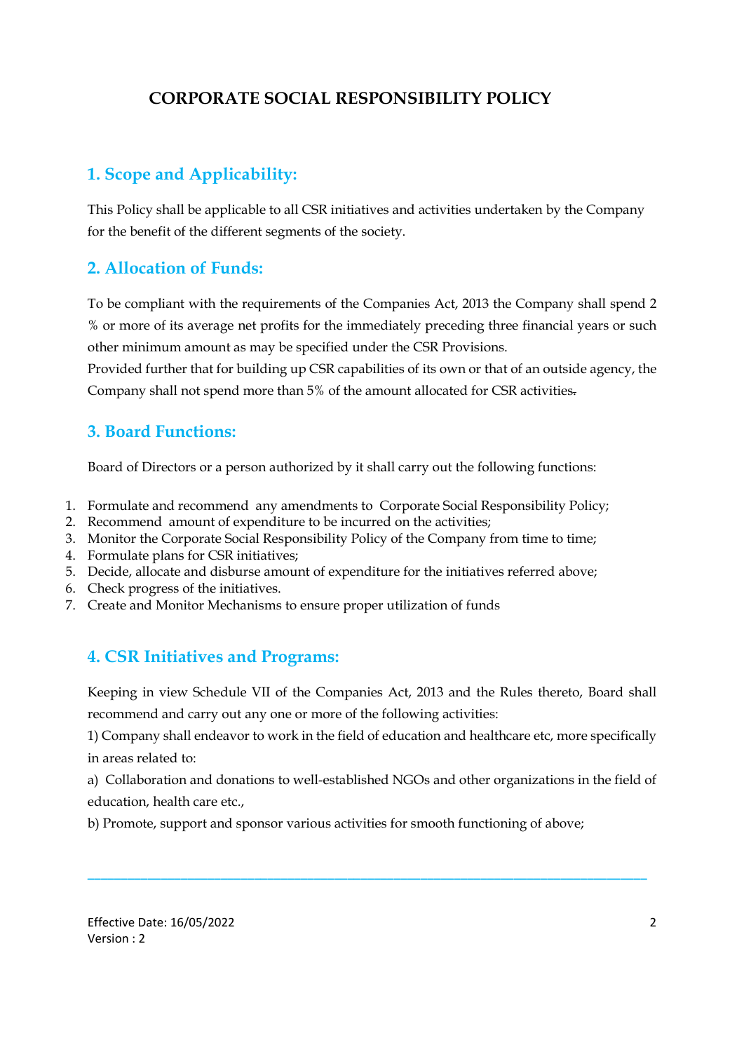# CORPORATE SOCIAL RESPONSIBILITY POLICY

## 1. Scope and Applicability:

This Policy shall be applicable to all CSR initiatives and activities undertaken by the Company for the benefit of the different segments of the society.

## 2. Allocation of Funds:

To be compliant with the requirements of the Companies Act, 2013 the Company shall spend 2 % or more of its average net profits for the immediately preceding three financial years or such other minimum amount as may be specified under the CSR Provisions.
Provided further that for building up CSR capabilities of its own or that of an outside agency, the Company shall not spend more than 5% of the amount allocated for CSR activities.

## 3. Board Functions:

Board of Directors or a person authorized by it shall carry out the following functions:

1. Formulate and recommend any amendments to Corporate Social Responsibility Policy;
2. Recommend amount of expenditure to be incurred on the activities;
3. Monitor the Corporate Social Responsibility Policy of the Company from time to time;
4. Formulate plans for CSR initiatives;
5. Decide, allocate and disburse amount of expenditure for the initiatives referred above;
6. Check progress of the initiatives.
7. Create and Monitor Mechanisms to ensure proper utilization of funds

## 4. CSR Initiatives and Programs:

Keeping in view Schedule VII of the Companies Act, 2013 and the Rules thereto, Board shall recommend and carry out any one or more of the following activities:

1) Company shall endeavor to work in the field of education and healthcare etc, more specifically in areas related to:

a) Collaboration and donations to well-established NGOs and other organizations in the field of education, health care etc.,

b) Promote, support and sponsor various activities for smooth functioning of above;

Effective Date: 16/05/2022
Version : 2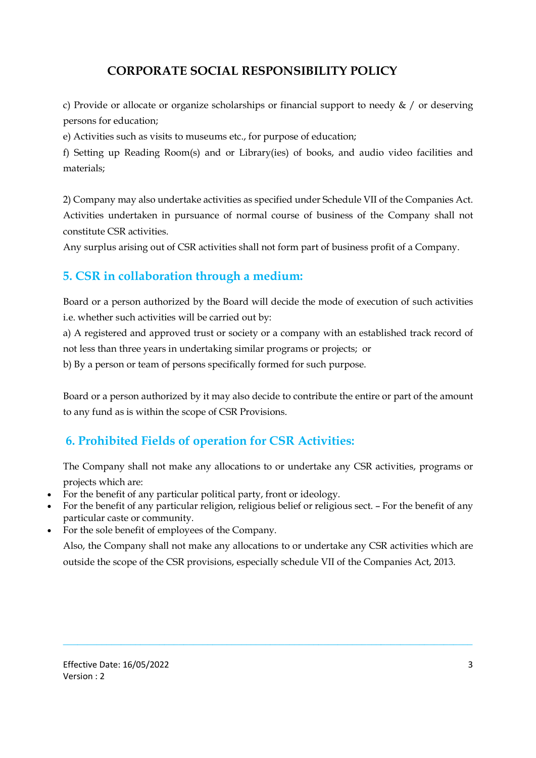# CORPORATE SOCIAL RESPONSIBILITY POLICY

c) Provide or allocate or organize scholarships or financial support to needy & / or deserving persons for education;

e) Activities such as visits to museums etc., for purpose of education;

f) Setting up Reading Room(s) and or Library(ies) of books, and audio video facilities and materials;

2) Company may also undertake activities as specified under Schedule VII of the Companies Act. Activities undertaken in pursuance of normal course of business of the Company shall not constitute CSR activities.

Any surplus arising out of CSR activities shall not form part of business profit of a Company.

## 5. CSR in collaboration through a medium:

Board or a person authorized by the Board will decide the mode of execution of such activities i.e. whether such activities will be carried out by:

a) A registered and approved trust or society or a company with an established track record of not less than three years in undertaking similar programs or projects; or

b) By a person or team of persons specifically formed for such purpose.

Board or a person authorized by it may also decide to contribute the entire or part of the amount to any fund as is within the scope of CSR Provisions.

## 6. Prohibited Fields of operation for CSR Activities:

The Company shall not make any allocations to or undertake any CSR activities, programs or projects which are:

- For the benefit of any particular political party, front or ideology.
- For the benefit of any particular religion, religious belief or religious sect. – For the benefit of any particular caste or community.
- For the sole benefit of employees of the Company.

Also, the Company shall not make any allocations to or undertake any CSR activities which are outside the scope of the CSR provisions, especially schedule VII of the Companies Act, 2013.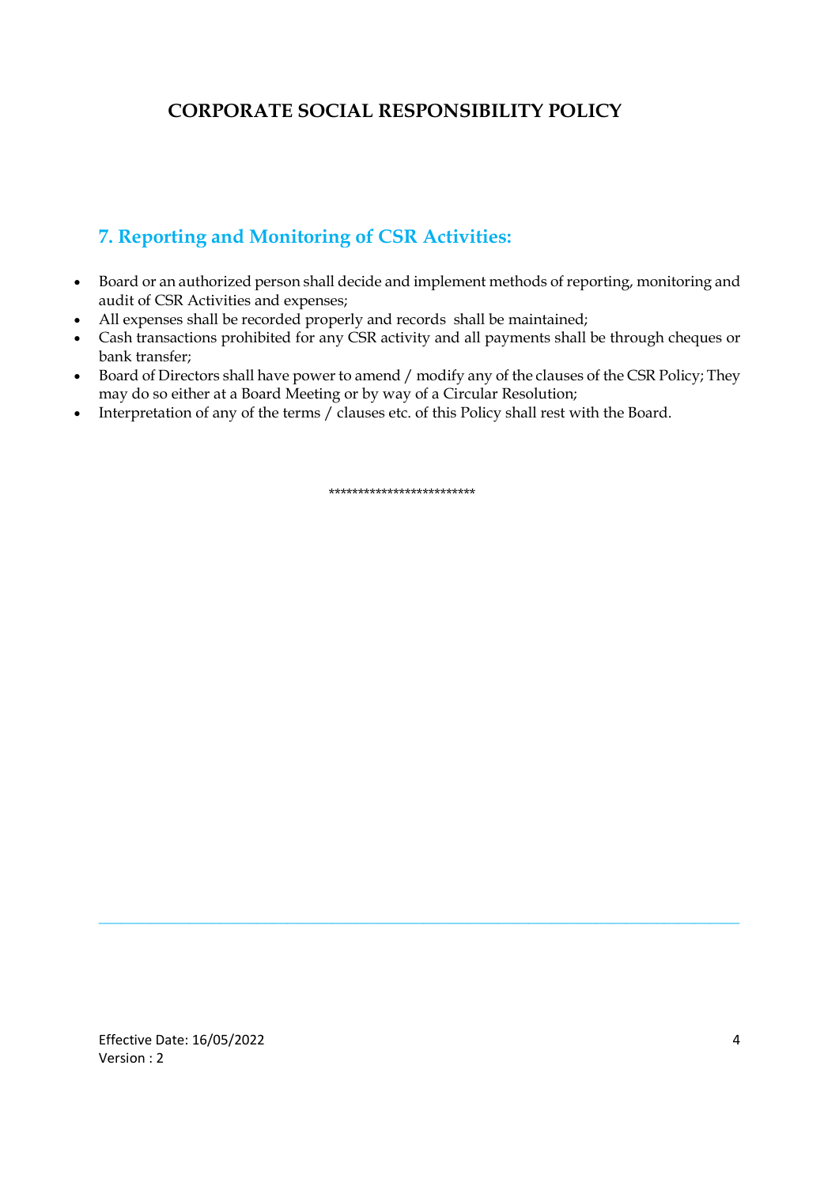## 7. Reporting and Monitoring of CSR Activities:

- Board or an authorized person shall decide and implement methods of reporting, monitoring and audit of CSR Activities and expenses;
- All expenses shall be recorded properly and records shall be maintained;
- Cash transactions prohibited for any CSR activity and all payments shall be through cheques or bank transfer;
- Board of Directors shall have power to amend / modify any of the clauses of the CSR Policy; They may do so either at a Board Meeting or by way of a Circular Resolution;
- Interpretation of any of the terms / clauses etc. of this Policy shall rest with the Board.

*************************